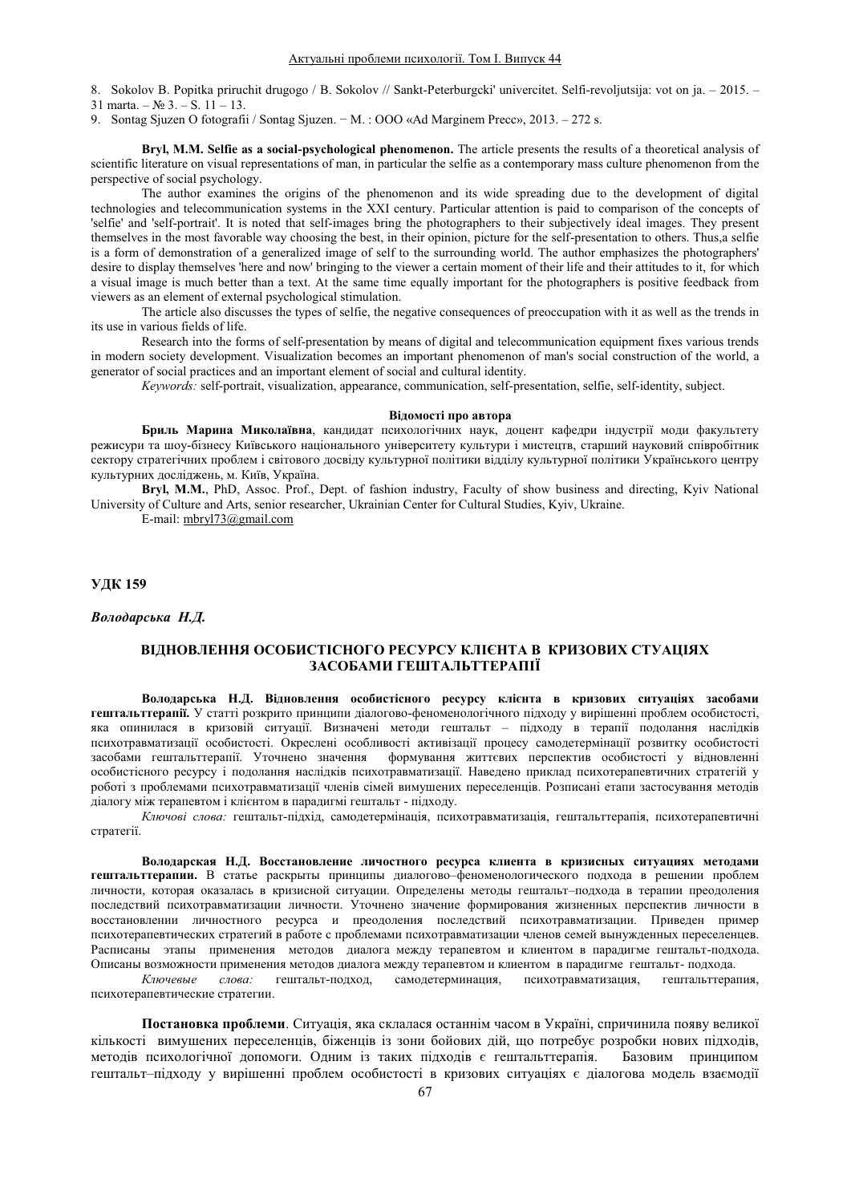8. Sokolov B. Popitka priruchit drugogo / B. Sokolov // Sankt-Peterburgcki' univercitet. Selfi-revoljutsija: vot on ja. – 2015. – 31 marta. – № 3. – S. 11 – 13.

9. Sontag Sjuzen O fotografii / Sontag Sjuzen. − M. : OOO «Ad Marginem Precc», 2013. – 272 s.

**Bryl, M.M. Selfie as a social-psychological phenomenon.** The article presents the results of a theoretical analysis of scientific literature on visual representations of man, in particular the selfie as a contemporary mass culture phenomenon from the perspective of social psychology.

The author examines the origins of the phenomenon and its wide spreading due to the development of digital technologies and telecommunication systems in the XXI century. Particular attention is paid to comparison of the concepts of 'selfie' and 'self-portrait'. It is noted that self-images bring the photographers to their subjectively ideal images. They present themselves in the most favorable way choosing the best, in their opinion, picture for the self-presentation to others. Thus,a selfie is a form of demonstration of a generalized image of self to the surrounding world. The author emphasizes the photographers' desire to display themselves 'here and now' bringing to the viewer a certain moment of their life and their attitudes to it, for which a visual image is much better than a text. At the same time equally important for the photographers is positive feedback from viewers as an element of external psychological stimulation.

The article also discusses the types of selfie, the negative consequences of preoccupation with it as well as the trends in its use in various fields of life.

Research into the forms of self-presentation by means of digital and telecommunication equipment fixes various trends in modern society development. Visualization becomes an important phenomenon of man's social construction of the world, a generator of social practices and an important element of social and cultural identity.

*Keywords:* self-portrait, visualization, appearance, communication, self-presentation, selfie, self-identity, subject.

**Відомості про автора**

**Бриль Марина Миколаївна**, кандидат психологічних наук, доцент кафедри індустрії моди факультету режисури та шоу-бізнесу Київського національного університету культури і мистецтв, старший науковий співробітник сектору стратегічних проблем і світового досвіду культурної політики відділу культурної політики Українського центру культурних досліджень, м. Київ, Україна.

**Bryl, M.M.**, PhD, Assoc. Prof., Dept. of fashion industry, Faculty of show business and directing, Kyiv National University of Culture and Arts, senior researcher, Ukrainian Center for Cultural Studies, Kyiv, Ukraine.

E-mail: mbryl73@gmail.com

**УДК 159**

***Володарська Н.Д.***

## ВІДНОВЛЕННЯ ОСОБИСТІСНОГО РЕСУРСУ КЛІЄНТА В КРИЗОВИХ СТУАЦІЯХ ЗАСОБАМИ ГЕШТАЛЬТТЕРАПІЇ

**Володарська Н.Д. Відновлення особистісного ресурсу клієнта в кризових ситуаціях засобами гештальттерапії.** У статті розкрито принципи діалогово-феноменологічного підходу у вирішенні проблем особистості, яка опинилася в кризовій ситуації. Визначені методи гештальт – підходу в терапії подолання наслідків психотравматизації особистості. Окреслені особливості активізації процесу самодетермінації розвитку особистості засобами гештальттерапії. Уточнено значення формування життєвих перспектив особистості у відновленні особистісного ресурсу і подолання наслідків психотравматизації. Наведено приклад психотерапевтичних стратегій у роботі з проблемами психотравматизації членів сімей вимушених переселенців. Розписані етапи застосування методів діалогу між терапевтом і клієнтом в парадигмі гештальт - підходу.

*Ключові слова:* гештальт-підхід, самодетермінація, психотравматизація, гештальттерапія, психотерапевтичні стратегії.

**Володарская Н.Д. Восстановление личностного ресурса клиента в кризисных ситуациях методами гештальттерапии.** В статье раскрыты принципы диалогово–феноменологического подхода в решении проблем личности, которая оказалась в кризисной ситуации. Определены методы гештальт–подхода в терапии преодоления последствий психотравматизации личности. Уточнено значение формирования жизненных перспектив личности в восстановлении личностного ресурса и преодоления последствий психотравматизации. Приведен пример психотерапевтических стратегий в работе с проблемами психотравматизации членов семей вынужденных переселенцев. Расписаны этапы применения методов диалога между терапевтом и клиентом в парадигме гештальт-подхода. Описаны возможности применения методов диалога между терапевтом и клиентом в парадигме гештальт- подхода.

*Ключевые слова:* гештальт-подход, самодетерминация, психотравматизация, гештальттерапия, психотерапевтические стратегии.

**Постановка проблеми**. Ситуація, яка склалася останнім часом в Україні, спричинила появу великої кількості вимушених переселенців, біженців із зони бойових дій, що потребує розробки нових підходів, методів психологічної допомоги. Одним із таких підходів є гештальттерапія. Базовим принципом гештальт–підходу у вирішенні проблем особистості в кризових ситуаціях є діалогова модель взаємодії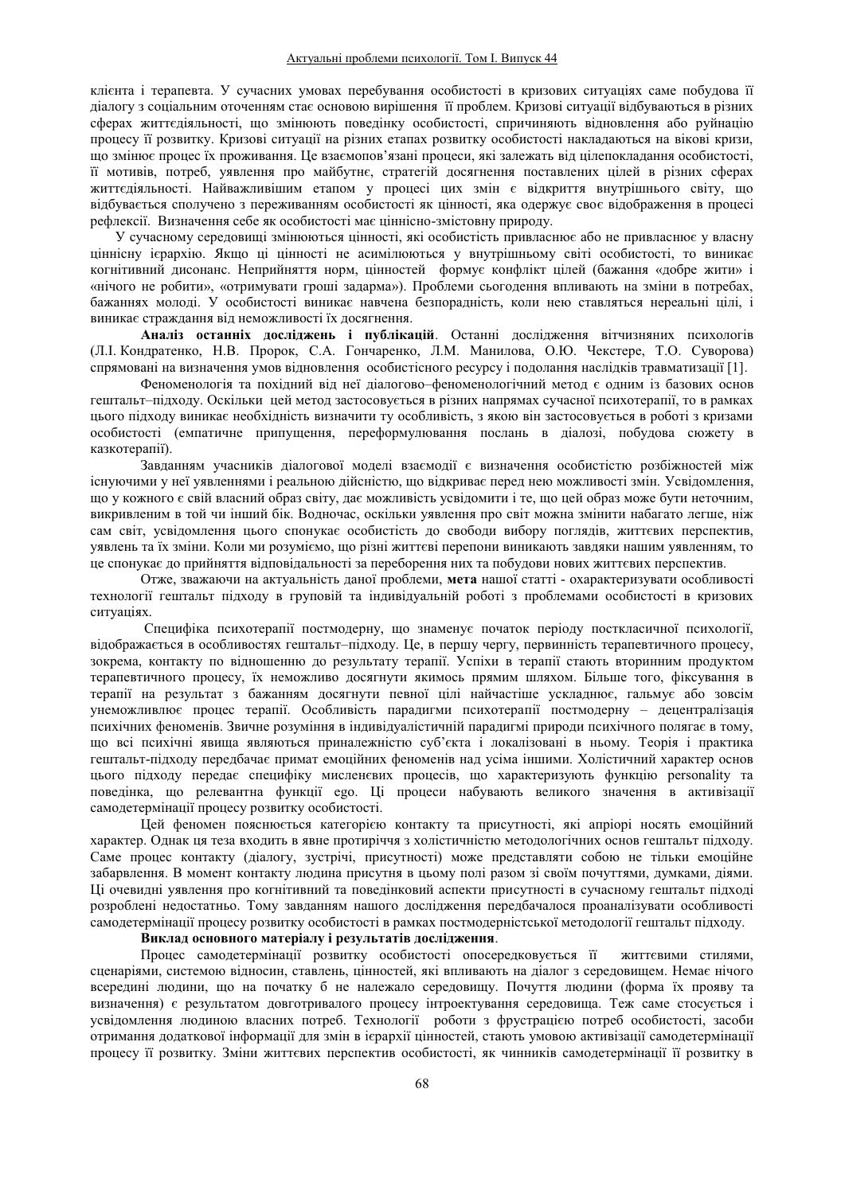клієнта і терапевта. У сучасних умовах перебування особистості в кризових ситуаціях саме побудова її діалогу з соціальним оточенням стає основою вирішення її проблем. Кризові ситуації відбуваються в різних сферах життєдіяльності, що змінюють поведінку особистості, спричиняють відновлення або руйнацію процесу її розвитку. Кризові ситуації на різних етапах розвитку особистості накладаються на вікові кризи, що змінює процес їх проживання. Це взаємопов'язані процеси, які залежать від цілепокладання особистості, її мотивів, потреб, уявлення про майбутнє, стратегій досягнення поставлених цілей в різних сферах життєдіяльності. Найважливішим етапом у процесі цих змін є відкриття внутрішнього світу, що відбувається сполучено з переживанням особистості як цінності, яка одержує своє відображення в процесі рефлексії. Визначення себе як особистості має ціннісно-змістовну природу.

У сучасному середовищі змінюються цінності, які особистість привласнює або не привласнює у власну ціннісну ієрархію. Якщо ці цінності не асимілюються у внутрішньому світі особистості, то виникає когнітивний дисонанс. Неприйняття норм, цінностей формує конфлікт цілей (бажання «добре жити» і «нічого не робити», «отримувати гроші задарма»). Проблеми сьогодення впливають на зміни в потребах, бажаннях молоді. У особистості виникає навчена безпорадність, коли нею ставляться нереальні цілі, і виникає страждання від неможливості їх досягнення.

**Аналіз останніх досліджень і публікацій**. Останні дослідження вітчизняних психологів (Л.І. Кондратенко, Н.В. Пророк, С.А. Гончаренко, Л.М. Манилова, О.Ю. Чекстере, Т.О. Суворова) спрямовані на визначення умов відновлення особистісного ресурсу і подолання наслідків травматизації [1].

Феноменологія та похідний від неї діалогово–феноменологічний метод є одним із базових основ гештальт–підходу. Оскільки цей метод застосовується в різних напрямах сучасної психотерапії, то в рамках цього підходу виникає необхідність визначити ту особливість, з якою він застосовується в роботі з кризами особистості (емпатичне припущення, переформулювання послань в діалозі, побудова сюжету в казкотерапії).

Завданням учасників діалогової моделі взаємодії є визначення особистістю розбіжностей між існуючими у неї уявленнями і реальною дійсністю, що відкриває перед нею можливості змін. Усвідомлення, що у кожного є свій власний образ світу, дає можливість усвідомити і те, що цей образ може бути неточним, викривленим в той чи інший бік. Водночас, оскільки уявлення про світ можна змінити набагато легше, ніж сам світ, усвідомлення цього спонукає особистість до свободи вибору поглядів, життєвих перспектив, уявлень та їх зміни. Коли ми розуміємо, що різні життєві перепони виникають завдяки нашим уявленням, то це спонукає до прийняття відповідальності за переборення них та побудови нових життєвих перспектив.

Отже, зважаючи на актуальність даної проблеми, **мета** нашої статті - охарактеризувати особливості технології гештальт підходу в груповій та індивідуальній роботі з проблемами особистості в кризових ситуаціях.

Специфіка психотерапії постмодерну, що знаменує початок періоду посткласичної психології, відображається в особливостях гештальт–підходу. Це, в першу чергу, первинність терапевтичного процесу, зокрема, контакту по відношенню до результату терапії. Успіхи в терапії стають вторинним продуктом терапевтичного процесу, їх неможливо досягнути якимось прямим шляхом. Більше того, фіксування в терапії на результат з бажанням досягнути певної цілі найчастіше ускладнює, гальмує або зовсім унеможливлює процес терапії. Особливість парадигми психотерапії постмодерну – децентралізація психічних феноменів. Звичне розуміння в індивідуалістичній парадигмі природи психічного полягає в тому, що всі психічні явища являються приналежністю суб'єкта і локалізовані в ньому. Теорія і практика гештальт-підходу передбачає примат емоційних феноменів над усіма іншими. Холістичний характер основ цього підходу передає специфіку мисленєвих процесів, що характеризують функцію personality та поведінка, що релевантна функції ego. Ці процеси набувають великого значення в активізації самодетермінації процесу розвитку особистості.

Цей феномен пояснюється категорією контакту та присутності, які апріорі носять емоційний характер. Однак ця теза входить в явне протиріччя з холістичністю методологічних основ гештальт підходу. Саме процес контакту (діалогу, зустрічі, присутності) може представляти собою не тільки емоційне забарвлення. В момент контакту людина присутня в цьому полі разом зі своїм почуттями, думками, діями. Ці очевидні уявлення про когнітивний та поведінковий аспекти присутності в сучасному гештальт підході розроблені недостатньо. Тому завданням нашого дослідження передбачалося проаналізувати особливості самодетермінації процесу розвитку особистості в рамках постмодерністської методології гештальт підходу.

**Виклад основного матеріалу і результатів дослідження**.

Процес самодетермінації розвитку особистості опосередковується її життєвими стилями, сценаріями, системою відносин, ставлень, цінностей, які впливають на діалог з середовищем. Немає нічого всередині людини, що на початку б не належало середовищу. Почуття людини (форма їх прояву та визначення) є результатом довготривалого процесу інтроектування середовища. Теж саме стосується і усвідомлення людиною власних потреб. Технології роботи з фрустрацією потреб особистості, засоби отримання додаткової інформації для змін в ієрархії цінностей, стають умовою активізації самодетермінації процесу її розвитку. Зміни життєвих перспектив особистості, як чинників самодетермінації її розвитку в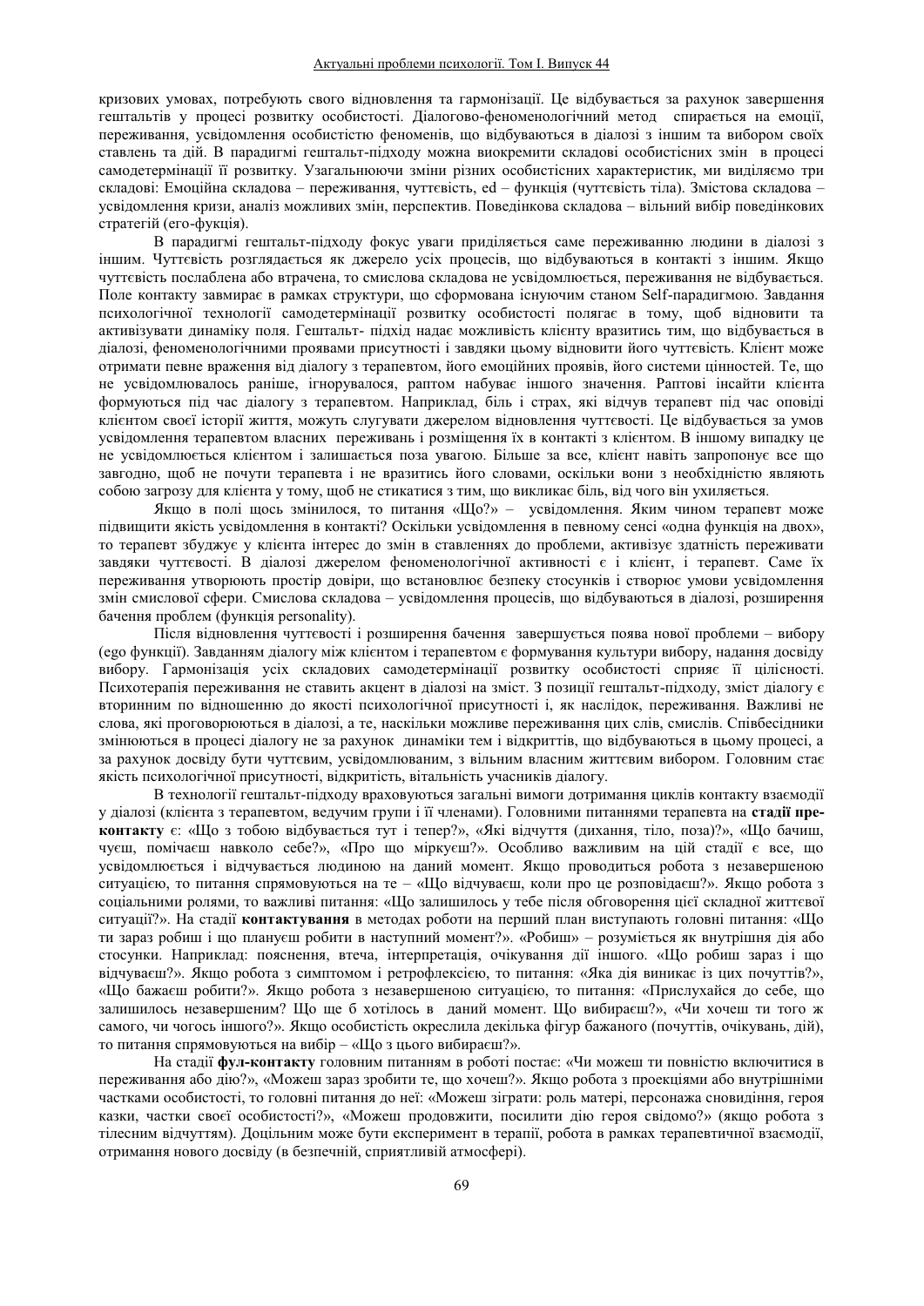кризових умовах, потребують свого відновлення та гармонізації. Це відбувається за рахунок завершення гештальтів у процесі розвитку особистості. Діалогово-феноменологічний метод спирається на емоції, переживання, усвідомлення особистістю феноменів, що відбуваються в діалозі з іншим та вибором своїх ставлень та дій. В парадигмі гештальт-підходу можна виокремити складові особистісних змін в процесі самодетермінації її розвитку. Узагальнюючи зміни різних особистісних характеристик, ми виділяємо три складові: Емоційна складова – переживання, чуттєвість, ed – функція (чуттєвість тіла). Змістова складова – усвідомлення кризи, аналіз можливих змін, перспектив. Поведінкова складова – вільний вибір поведінкових стратегій (его-фукція).

В парадигмі гештальт-підходу фокус уваги приділяється саме переживанню людини в діалозі з іншим. Чуттєвість розглядається як джерело усіх процесів, що відбуваються в контакті з іншим. Якщо чуттєвість послаблена або втрачена, то смислова складова не усвідомлюється, переживання не відбувається. Поле контакту завмирає в рамках структури, що сформована існуючим станом Self-парадигмою. Завдання психологічної технології самодетермінації розвитку особистості полягає в тому, щоб відновити та активізувати динаміку поля. Гештальт- підхід надає можливість клієнту вразитись тим, що відбувається в діалозі, феноменологічними проявами присутності і завдяки цьому відновити його чуттєвість. Клієнт може отримати певне враження від діалогу з терапевтом, його емоційних проявів, його системи цінностей. Те, що не усвідомлювалось раніше, ігнорувалося, раптом набуває іншого значення. Раптові інсайти клієнта формуються під час діалогу з терапевтом. Наприклад, біль і страх, які відчув терапевт під час оповіді клієнтом своєї історії життя, можуть слугувати джерелом відновлення чуттєвості. Це відбувається за умов усвідомлення терапевтом власних переживань і розміщення їх в контакті з клієнтом. В іншому випадку це не усвідомлюється клієнтом і залишається поза увагою. Більше за все, клієнт навіть запропонує все що завгодно, щоб не почути терапевта і не вразитись його словами, оскільки вони з необхідністю являють собою загрозу для клієнта у тому, щоб не стикатися з тим, що викликає біль, від чого він ухиляється.

Якщо в полі щось змінилося, то питання «Що?» – усвідомлення. Яким чином терапевт може підвищити якість усвідомлення в контакті? Оскільки усвідомлення в певному сенсі «одна функція на двох», то терапевт збуджує у клієнта інтерес до змін в ставленнях до проблеми, активізує здатність переживати завдяки чуттєвості. В діалозі джерелом феноменологічної активності є і клієнт, і терапевт. Саме їх переживання утворюють простір довіри, що встановлює безпеку стосунків і створює умови усвідомлення змін смислової сфери. Смислова складова – усвідомлення процесів, що відбуваються в діалозі, розширення бачення проблем (функція personality).

Після відновлення чуттєвості і розширення бачення завершується поява нової проблеми – вибору (ego функції). Завданням діалогу між клієнтом і терапевтом є формування культури вибору, надання досвіду вибору. Гармонізація усіх складових самодетермінації розвитку особистості сприяє її цілісності. Психотерапія переживання не ставить акцент в діалозі на зміст. З позиції гештальт-підходу, зміст діалогу є вторинним по відношенню до якості психологічної присутності і, як наслідок, переживання. Важливі не слова, які проговорюються в діалозі, а те, наскільки можливе переживання цих слів, смислів. Співбесідники змінюються в процесі діалогу не за рахунок динаміки тем і відкриттів, що відбуваються в цьому процесі, а за рахунок досвіду бути чуттєвим, усвідомлюваним, з вільним власним життєвим вибором. Головним стає якість психологічної присутності, відкритість, вітальність учасників діалогу.

В технології гештальт-підходу враховуються загальні вимоги дотримання циклів контакту взаємодії у діалозі (клієнта з терапевтом, ведучим групи і її членами). Головними питаннями терапевта на **стадії пре-контакту** є: «Що з тобою відбувається тут і тепер?», «Які відчуття (дихання, тіло, поза)?», «Що бачиш, чуєш, помічаєш навколо себе?», «Про що міркуєш?». Особливо важливим на цій стадії є все, що усвідомлюється і відчувається людиною на даний момент. Якщо проводиться робота з незавершеною ситуацією, то питання спрямовуються на те – «Що відчуваєш, коли про це розповідаєш?». Якщо робота з соціальними ролями, то важливі питання: «Що залишилось у тебе після обговорення цієї складної життєвої ситуації?». На стадії **контактування** в методах роботи на перший план виступають головні питання: «Що ти зараз робиш і що плануєш робити в наступний момент?». «Робиш» – розуміється як внутрішня дія або стосунки. Наприклад: пояснення, втеча, інтерпретація, очікування дії іншого. «Що робиш зараз і що відчуваєш?». Якщо робота з симптомом і ретрофлексією, то питання: «Яка дія виникає із цих почуттів?», «Що бажаєш робити?». Якщо робота з незавершеною ситуацією, то питання: «Прислухайся до себе, що залишилось незавершеним? Що ще б хотілось в даний момент. Що вибираєш?», «Чи хочеш ти того ж самого, чи чогось іншого?». Якщо особистість окреслила декілька фігур бажаного (почуттів, очікувань, дій), то питання спрямовуються на вибір – «Що з цього вибираєш?».

На стадії **фул-контакту** головним питанням в роботі постає: «Чи можеш ти повністю включитися в переживання або дію?», «Можеш зараз зробити те, що хочеш?». Якщо робота з проекціями або внутрішніми частками особистості, то головні питання до неї: «Можеш зіграти: роль матері, персонажа сновидіння, героя казки, частки своєї особистості?», «Можеш продовжити, посилити дію героя свідомо?» (якщо робота з тілесним відчуттям). Доцільним може бути експеримент в терапії, робота в рамках терапевтичної взаємодії, отримання нового досвіду (в безпечній, сприятливій атмосфері).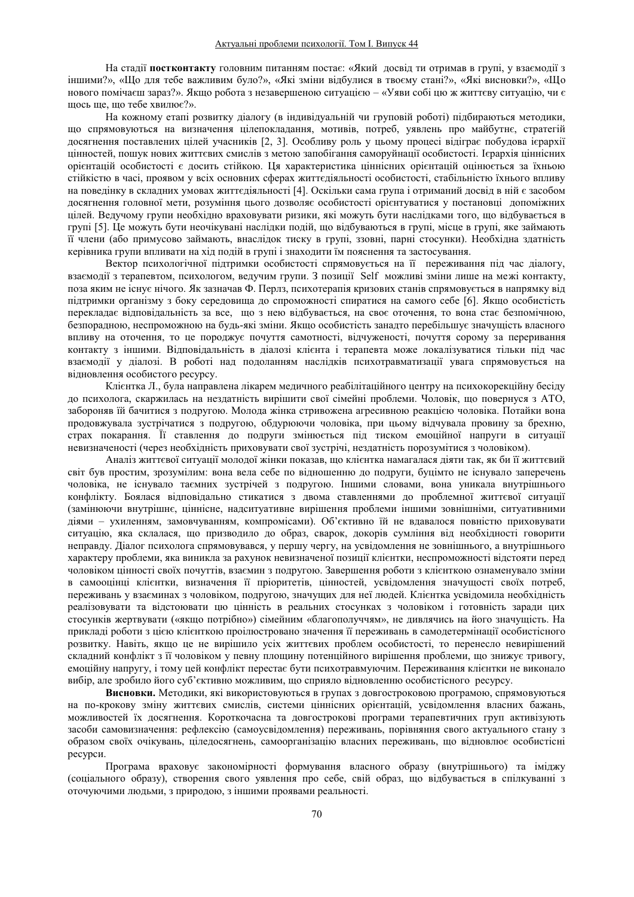На стадії **постконтакту** головним питанням постає: «Який досвід ти отримав в групі, у взаємодії з іншими?», «Що для тебе важливим було?», «Які зміни відбулися в твоєму стані?», «Які висновки?», «Що нового помічаєш зараз?». Якщо робота з незавершеною ситуацією – «Уяви собі цю ж життєву ситуацію, чи є щось ще, що тебе хвилює?».

На кожному етапі розвитку діалогу (в індивідуальній чи груповій роботі) підбираються методики, що спрямовуються на визначення цілепокладання, мотивів, потреб, уявлень про майбутнє, стратегій досягнення поставлених цілей учасників [2, 3]. Особливу роль у цьому процесі відіграє побудова ієрархії цінностей, пошук нових життєвих смислів з метою запобігання саморуйнації особистості. Ієрархія ціннісних орієнтацій особистості є досить стійкою. Ця характеристика ціннісних орієнтацій оцінюється за їхньою стійкістю в часі, проявом у всіх основних сферах життєдіяльності особистості, стабільністю їхнього впливу на поведінку в складних умовах життєдіяльності [4]. Оскільки сама група і отриманий досвід в ній є засобом досягнення головної мети, розуміння цього дозволяє особистості орієнтуватися у постановці допоміжних цілей. Ведучому групи необхідно враховувати ризики, які можуть бути наслідками того, що відбувається в групі [5]. Це можуть бути неочікувані наслідки подій, що відбуваються в групі, місце в групі, яке займають її члени (або примусово займають, внаслідок тиску в групі, ззовні, парні стосунки). Необхідна здатність керівника групи впливати на хід подій в групі і знаходити їм пояснення та застосування.

Вектор психологічної підтримки особистості спрямовується на її переживання під час діалогу, взаємодії з терапевтом, психологом, ведучим групи. З позиції Self можливі зміни лише на межі контакту, поза яким не існує нічого. Як зазначав Ф. Перлз, психотерапія кризових станів спрямовується в напрямку від підтримки організму з боку середовища до спроможності спиратися на самого себе [6]. Якщо особистість перекладає відповідальність за все, що з нею відбувається, на своє оточення, то вона стає безпомічною, безпорадною, неспроможною на будь-які зміни. Якщо особистість занадто перебільшує значущість власного впливу на оточення, то це породжує почуття самотності, відчуженості, почуття сорому за переривання контакту з іншими. Відповідальність в діалозі клієнта і терапевта може локалізуватися тільки під час взаємодії у діалозі. В роботі над подоланням наслідків психотравматизації увага спрямовується на відновлення особистого ресурсу.

Клієнтка Л., була направлена лікарем медичного реабілітаційного центру на психокорекційну бесіду до психолога, скаржилась на нездатність вирішити свої сімейні проблеми. Чоловік, що повернувся з АТО, забороняв їй бачитися з подругою. Молода жінка стривожена агресивною реакцією чоловіка. Потайки вона продовжувала зустрічатися з подругою, обдурюючи чоловіка, при цьому відчувала провину за брехню, страх покарання. Її ставлення до подруги змінюється під тиском емоційної напруги в ситуації невизначеності (через необхідність приховувати свої зустрічі, нездатність порозумітися з чоловіком).

Аналіз життєвої ситуації молодої жінки показав, що клієнтка намагалася діяти так, як би її життєвий світ був простим, зрозумілим: вона вела себе по відношенню до подруги, буцімто не існувало заперечень чоловіка, не існувало таємних зустрічей з подругою. Іншими словами, вона уникала внутрішнього конфлікту. Боялася відповідально стикатися з двома ставленнями до проблемної життєвої ситуації (замінюючи внутрішнє, ціннісне, надситуативне вирішення проблеми іншими зовнішніми, ситуативними діями – ухиленням, замовчуванням, компромісами). Об'єктивно їй не вдавалося повністю приховувати ситуацію, яка склалася, що призводило до образ, сварок, докорів сумління від необхідності говорити неправду. Діалог психолога спрямовувався, у першу чергу, на усвідомлення не зовнішнього, а внутрішнього характеру проблеми, яка виникла за рахунок невизначеної позиції клієнтки, неспроможності відстояти перед чоловіком цінності своїх почуттів, взаємин з подругою. Завершення роботи з клієнткою ознаменувало зміни в самооцінці клієнтки, визначення її пріоритетів, цінностей, усвідомлення значущості своїх потреб, переживань у взаєминах з чоловіком, подругою, значущих для неї людей. Клієнтка усвідомила необхідність реалізовувати та відстоювати цю цінність в реальних стосунках з чоловіком і готовність заради цих стосунків жертвувати («якщо потрібно») сімейним «благополуччям», не дивлячись на його значущість. На прикладі роботи з цією клієнткою проілюстровано значення її переживань в самодетермінації особистісного розвитку. Навіть, якщо це не вирішило усіх життєвих проблем особистості, то перенесло невирішений складний конфлікт з її чоловіком у певну площину потенційного вирішення проблеми, що знижує тривогу, емоційну напругу, і тому цей конфлікт перестає бути психотравмуючим. Переживання клієнтки не виконало вибір, але зробило його суб'єктивно можливим, що сприяло відновленню особистісного ресурсу.

**Висновки.** Методики, які використовуються в групах з довгостроковою програмою, спрямовуються на по-крокову зміну життєвих смислів, системи ціннісних орієнтацій, усвідомлення власних бажань, можливостей їх досягнення. Короткочасна та довгострокові програми терапевтичних груп активізують засоби самовизначення: рефлексію (самоусвідомлення) переживань, порівняння свого актуального стану з образом своїх очікувань, ціледосягнень, самоорганізацію власних переживань, що відновлює особистісні ресурси.

Програма враховує закономірності формування власного образу (внутрішнього) та іміджу (соціального образу), створення свого уявлення про себе, свій образ, що відбувається в спілкуванні з оточуючими людьми, з природою, з іншими проявами реальності.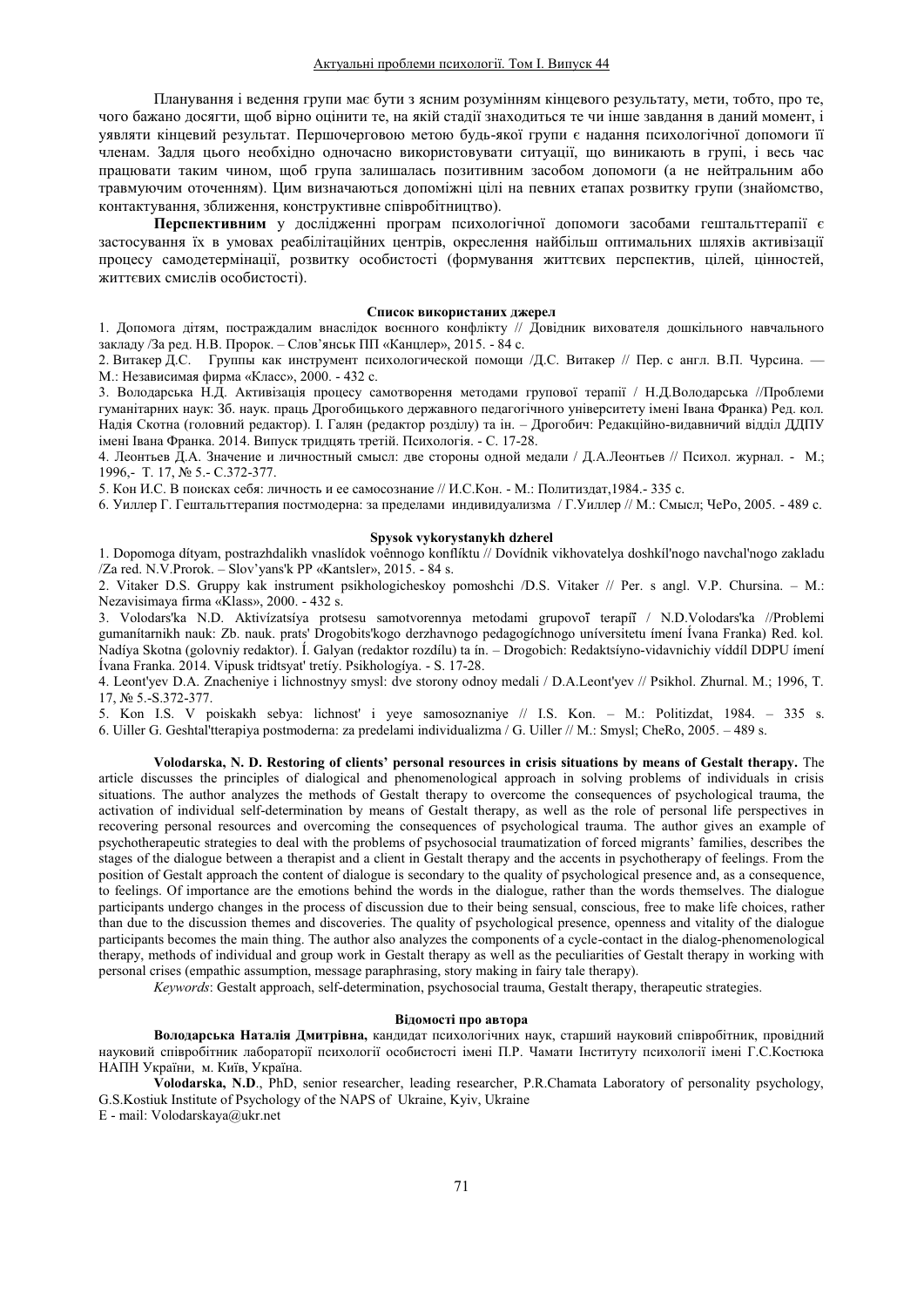Планування і ведення групи має бути з ясним розумінням кінцевого результату, мети, тобто, про те, чого бажано досягти, щоб вірно оцінити те, на якій стадії знаходиться те чи інше завдання в даний момент, і уявляти кінцевий результат. Першочерговою метою будь-якої групи є надання психологічної допомоги її членам. Задля цього необхідно одночасно використовувати ситуації, що виникають в групі, і весь час працювати таким чином, щоб група залишалась позитивним засобом допомоги (а не нейтральним або травмуючим оточенням). Цим визначаються допоміжні цілі на певних етапах розвитку групи (знайомство, контактування, зближення, конструктивне співробітництво).

**Перспективним** у дослідженні програм психологічної допомоги засобами гештальттерапії є застосування їх в умовах реабілітаційних центрів, окреслення найбільш оптимальних шляхів активізації процесу самодетермінації, розвитку особистості (формування життєвих перспектив, цілей, цінностей, життєвих смислів особистості).

#### Список використаних джерел

1. Допомога дітям, постраждалим внаслідок воєнного конфлікту // Довідник вихователя дошкільного навчального закладу /За ред. Н.В. Пророк. – Слов'янськ ПП «Канцлер», 2015. - 84 с.
2. Витакер Д.С. Группы как инструмент психологической помощи /Д.С. Витакер // Пер. с англ. В.П. Чурсина. — М.: Независимая фирма «Класс», 2000. - 432 с.
3. Володарська Н.Д. Активізація процесу самотворення методами групової терапії / Н.Д.Володарська //Проблеми гуманітарних наук: Зб. наук. праць Дрогобицького державного педагогічного університету імені Івана Франка) Ред. кол. Надія Скотна (головний редактор). І. Галян (редактор розділу) та ін. – Дрогобич: Редакційно-видавничий відділ ДДПУ імені Івана Франка. 2014. Випуск тридцять третій. Психологія. - С. 17-28.
4. Леонтьев Д.А. Значение и личностный смысл: две стороны одной медали // Д.А.Леонтьев // Психол. журнал. - М.; 1996,- Т. 17, № 5.- С.372-377.
5. Кон И.С. В поисках себя: личность и ее самосознание // И.С.Кон. - М.: Политиздат,1984.- 335 с.
6. Уиллер Г. Гештальттерапия постмодерна: за пределами индивидуализма / Г.Уиллер // М.: Смысл; ЧеРо, 2005. - 489 с.

#### Spysok vykorystanykh dzherel

1. Dopomoga dítyam, postrazhdalikh vnaslídok voênnogo konflíktu // Dovídnik vikhovatelya doshkíl'nogo navchal'nogo zakladu /Za red. N.V.Prorok. – Slov'yans'k PP «Kantsler», 2015. - 84 s.
2. Vitaker D.S. Gruppy kak instrument psikhologicheskoy pomoshchi /D.S. Vitaker // Per. s angl. V.P. Chursina. – M.: Nezavisimaya firma «Klass», 2000. - 432 s.
3. Volodars'ka N.D. Aktivízatsíya protsesu samotvorennya metodami grupovoї terapíї / N.D.Volodars'ka //Problemi gumanítarnikh nauk: Zb. nauk. prats' Drogobits'kogo derzhavnogo pedagogíchnogo uníversitetu ímení Ívana Franka) Red. kol. Nadíya Skotna (golovniy redaktor). Í. Galyan (redaktor rozdílu) ta ín. – Drogobich: Redaktsíyno-vidavnichiy víddíl DDPU ímení Ívana Franka. 2014. Vipusk tridtsyat' tretíy. Psikhologíya. - S. 17-28.
4. Leont'yev D.A. Znacheniye i lichnostnyy smysl: dve storony odnoy medali / D.A.Leont'yev // Psikhol. Zhurnal. M.; 1996, T. 17, № 5.-S.372-377.
5. Kon I.S. V poiskakh sebya: lichnost' i yeye samosoznaniye // I.S. Kon. – M.: Politizdat, 1984. – 335 s.
6. Uiller G. Geshtal'tterapiya postmoderna: za predelami individualizma / G. Uiller // M.: Smysl; CheRo, 2005. – 489 s.

**Volodarska, N. D. Restoring of clients' personal resources in crisis situations by means of Gestalt therapy.** The article discusses the principles of dialogical and phenomenological approach in solving problems of individuals in crisis situations. The author analyzes the methods of Gestalt therapy to overcome the consequences of psychological trauma, the activation of individual self-determination by means of Gestalt therapy, as well as the role of personal life perspectives in recovering personal resources and overcoming the consequences of psychological trauma. The author gives an example of psychotherapeutic strategies to deal with the problems of psychosocial traumatization of forced migrants' families, describes the stages of the dialogue between a therapist and a client in Gestalt therapy and the accents in psychotherapy of feelings. From the position of Gestalt approach the content of dialogue is secondary to the quality of psychological presence and, as a consequence, to feelings. Of importance are the emotions behind the words in the dialogue, rather than the words themselves. The dialogue participants undergo changes in the process of discussion due to their being sensual, conscious, free to make life choices, rather than due to the discussion themes and discoveries. The quality of psychological presence, openness and vitality of the dialogue participants becomes the main thing. The author also analyzes the components of a cycle-contact in the dialog-phenomenological therapy, methods of individual and group work in Gestalt therapy as well as the peculiarities of Gestalt therapy in working with personal crises (empathic assumption, message paraphrasing, story making in fairy tale therapy).

*Keywords*: Gestalt approach, self-determination, psychosocial trauma, Gestalt therapy, therapeutic strategies.

#### Відомості про автора

**Володарська Наталія Дмитрівна,** кандидат психологічних наук, старший науковий співробітник, провідний науковий співробітник лабораторії психології особистості імені П.Р. Чамати Інституту психології імені Г.С.Костюка НАПН України, м. Київ, Україна.

**Volodarska, N.D**., PhD, senior researcher, leading researcher, P.R.Chamata Laboratory of personality psychology, G.S.Kostiuk Institute of Psychology of the NAPS of Ukraine, Kyiv, Ukraine

E - mail: Volodarskaya@ukr.net